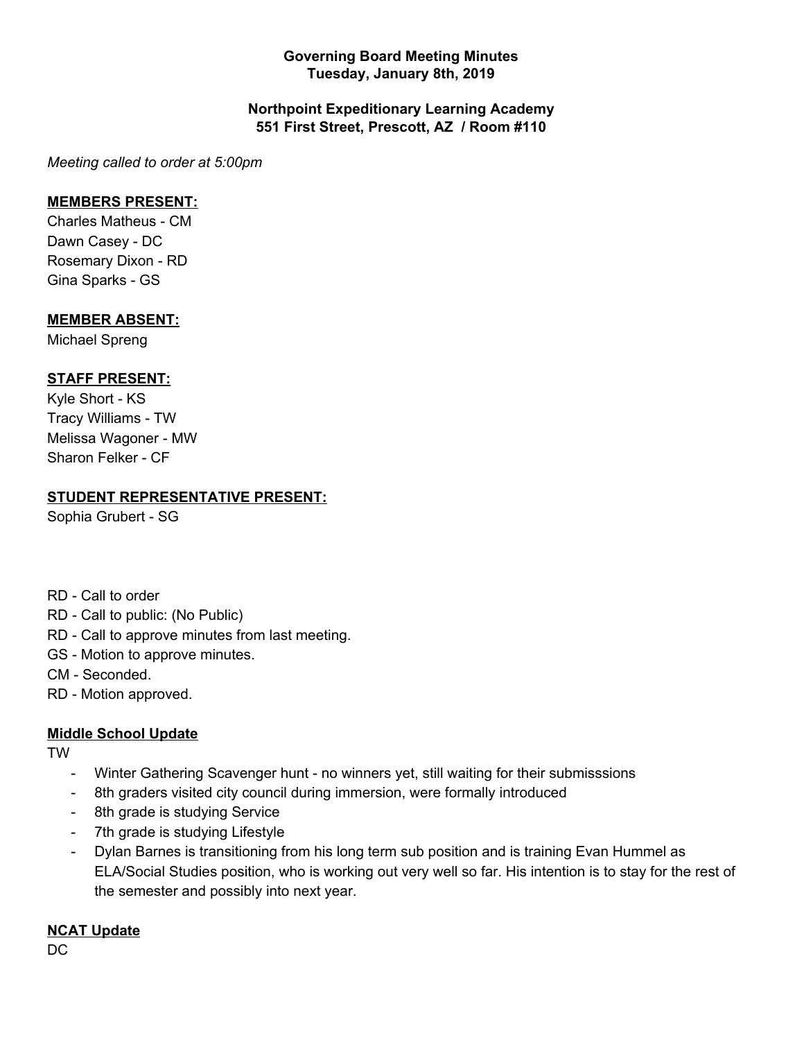**Governing Board Meeting Minutes**
**Tuesday, January 8th, 2019**

**Northpoint Expeditionary Learning Academy**
**551 First Street, Prescott, AZ / Room #110**

*Meeting called to order at 5:00pm*

**MEMBERS PRESENT:**

Charles Matheus - CM
Dawn Casey - DC
Rosemary Dixon - RD
Gina Sparks - GS

**MEMBER ABSENT:**

Michael Spreng

**STAFF PRESENT:**

Kyle Short - KS
Tracy Williams - TW
Melissa Wagoner - MW
Sharon Felker - CF

**STUDENT REPRESENTATIVE PRESENT:**

Sophia Grubert - SG

- RD - Call to order
- RD - Call to public: (No Public)
- RD - Call to approve minutes from last meeting.
- GS - Motion to approve minutes.
- CM - Seconded.
- RD - Motion approved.

**Middle School Update**

TW

- Winter Gathering Scavenger hunt - no winners yet, still waiting for their submisssions
- 8th graders visited city council during immersion, were formally introduced
- 8th grade is studying Service
- 7th grade is studying Lifestyle
- Dylan Barnes is transitioning from his long term sub position and is training Evan Hummel as ELA/Social Studies position, who is working out very well so far. His intention is to stay for the rest of the semester and possibly into next year.

**NCAT Update**

DC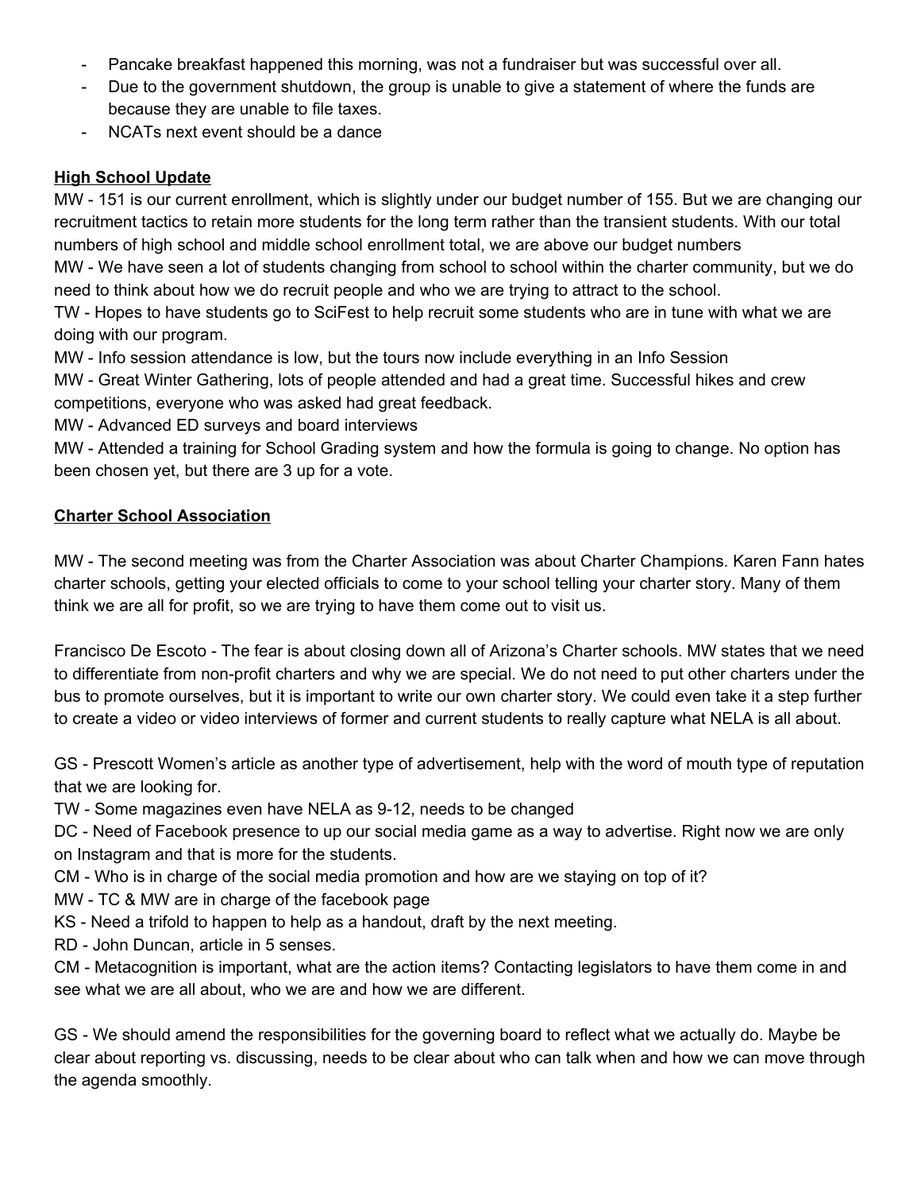- Pancake breakfast happened this morning, was not a fundraiser but was successful over all.
- Due to the government shutdown, the group is unable to give a statement of where the funds are because they are unable to file taxes.
- NCATs next event should be a dance

**High School Update**

MW - 151 is our current enrollment, which is slightly under our budget number of 155. But we are changing our recruitment tactics to retain more students for the long term rather than the transient students. With our total numbers of high school and middle school enrollment total, we are above our budget numbers

MW - We have seen a lot of students changing from school to school within the charter community, but we do need to think about how we do recruit people and who we are trying to attract to the school.

TW - Hopes to have students go to SciFest to help recruit some students who are in tune with what we are doing with our program.

MW - Info session attendance is low, but the tours now include everything in an Info Session

MW - Great Winter Gathering, lots of people attended and had a great time. Successful hikes and crew competitions, everyone who was asked had great feedback.

MW - Advanced ED surveys and board interviews

MW - Attended a training for School Grading system and how the formula is going to change. No option has been chosen yet, but there are 3 up for a vote.

**Charter School Association**

MW - The second meeting was from the Charter Association was about Charter Champions. Karen Fann hates charter schools, getting your elected officials to come to your school telling your charter story. Many of them think we are all for profit, so we are trying to have them come out to visit us.

Francisco De Escoto - The fear is about closing down all of Arizona's Charter schools. MW states that we need to differentiate from non-profit charters and why we are special. We do not need to put other charters under the bus to promote ourselves, but it is important to write our own charter story. We could even take it a step further to create a video or video interviews of former and current students to really capture what NELA is all about.

GS - Prescott Women's article as another type of advertisement, help with the word of mouth type of reputation that we are looking for.

TW - Some magazines even have NELA as 9-12, needs to be changed

DC - Need of Facebook presence to up our social media game as a way to advertise. Right now we are only on Instagram and that is more for the students.

CM - Who is in charge of the social media promotion and how are we staying on top of it?

MW - TC & MW are in charge of the facebook page

KS - Need a trifold to happen to help as a handout, draft by the next meeting.

RD - John Duncan, article in 5 senses.

CM - Metacognition is important, what are the action items? Contacting legislators to have them come in and see what we are all about, who we are and how we are different.

GS - We should amend the responsibilities for the governing board to reflect what we actually do. Maybe be clear about reporting vs. discussing, needs to be clear about who can talk when and how we can move through the agenda smoothly.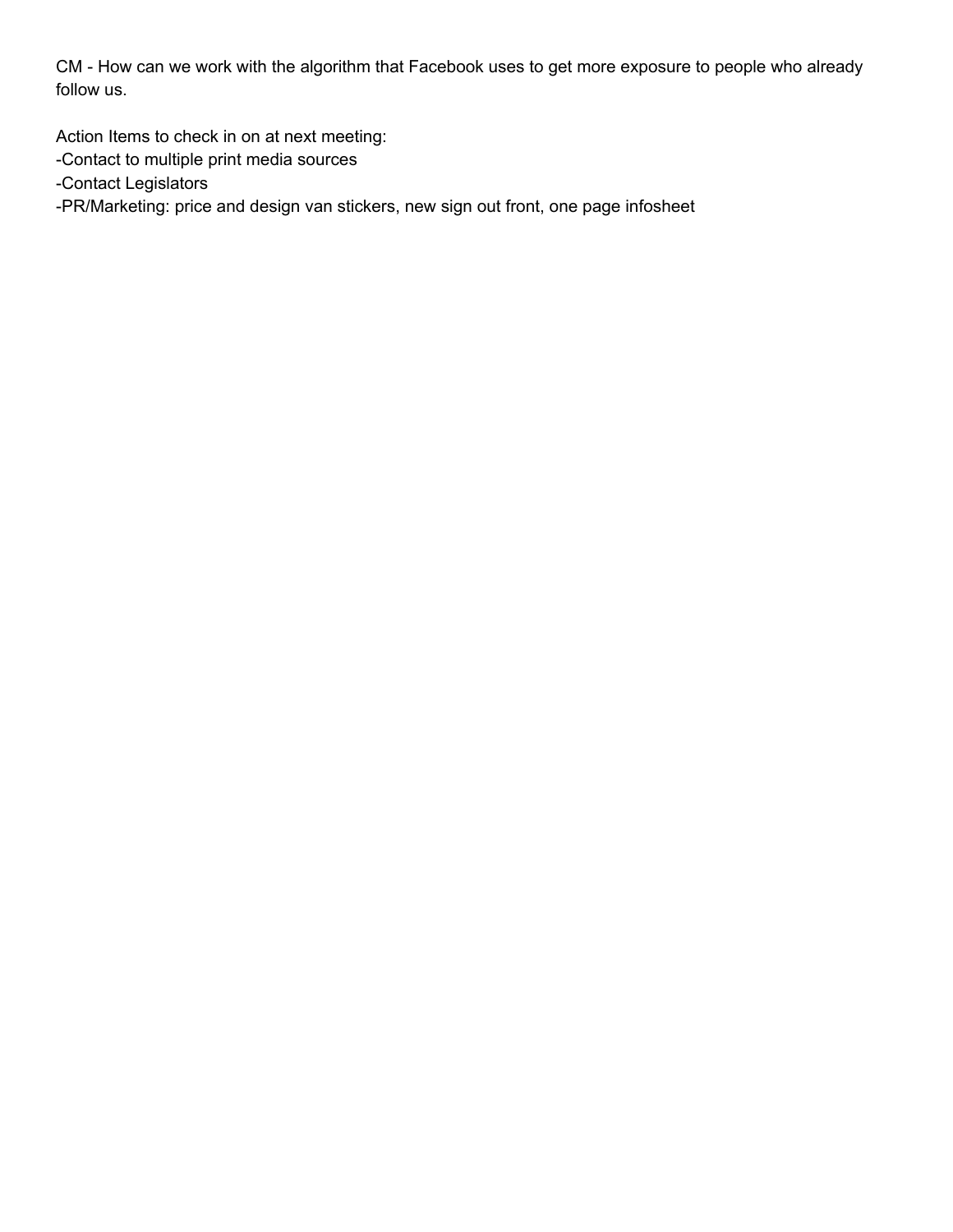CM - How can we work with the algorithm that Facebook uses to get more exposure to people who already follow us.

Action Items to check in on at next meeting:
-Contact to multiple print media sources
-Contact Legislators
-PR/Marketing: price and design van stickers, new sign out front, one page infosheet